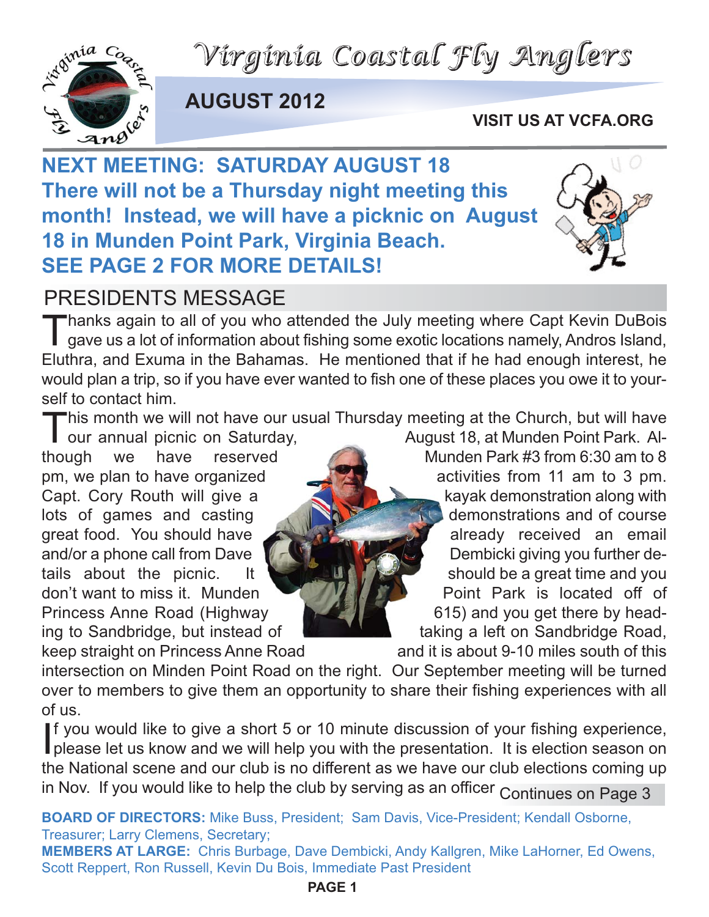# Virginia Coastal Fly Anglers

**AUGUST 2012**

**VISIT US AT VCFA.ORG**

## NEXT MEETING: SATURDAY AUGUST 18

**There will not be a Thursday night meeting this month! Instead, we will have a picknic on August 18 in Munden Point Park, Virginia Beach.**

**SEE PAGE 2 FOR MORE DETAILS!**

## PRESIDENTS MESSAGE

Thanks again to all of you who attended the July meeting where Capt Kevin DuBois gave us a lot of information about fishing some exotic locations namely, Andros Island, Eluthra, and Exuma in the Bahamas. He mentioned that if he had enough interest, he would plan a trip, so if you have ever wanted to fish one of these places you owe it to yourself to contact him.

This month we will not have our usual Thursday meeting at the Church, but will have our annual picnic on Saturday, August 18, at Munden Point Park. Although we have reserved Munden Park #3 from 6:30 am to 8 pm, we plan to have organized activities from 11 am to 3 pm. Capt. Cory Routh will give a kayak demonstration along with lots of games and casting demonstrations and of course great food. You should have already received an email and/or a phone call from Dave Dembicki giving you further details about the picnic. It should be a great time and you don't want to miss it. Munden Point Park is located off of Princess Anne Road (Highway 615) and you get there by heading to Sandbridge, but instead of taking a left on Sandbridge Road, keep straight on Princess Anne Road and it is about 9-10 miles south of this intersection on Minden Point Road on the right. Our September meeting will be turned over to members to give them an opportunity to share their fishing experiences with all of us.

If you would like to give a short 5 or 10 minute discussion of your fishing experience, please let us know and we will help you with the presentation. It is election season on the National scene and our club is no different as we have our club elections coming up in Nov. If you would like to help the club by serving as an officer Continues on Page 3

**BOARD OF DIRECTORS:** Mike Buss, President; Sam Davis, Vice-President; Kendall Osborne, Treasurer; Larry Clemens, Secretary;

**MEMBERS AT LARGE:** Chris Burbage, Dave Dembicki, Andy Kallgren, Mike LaHorner, Ed Owens, Scott Reppert, Ron Russell, Kevin Du Bois, Immediate Past President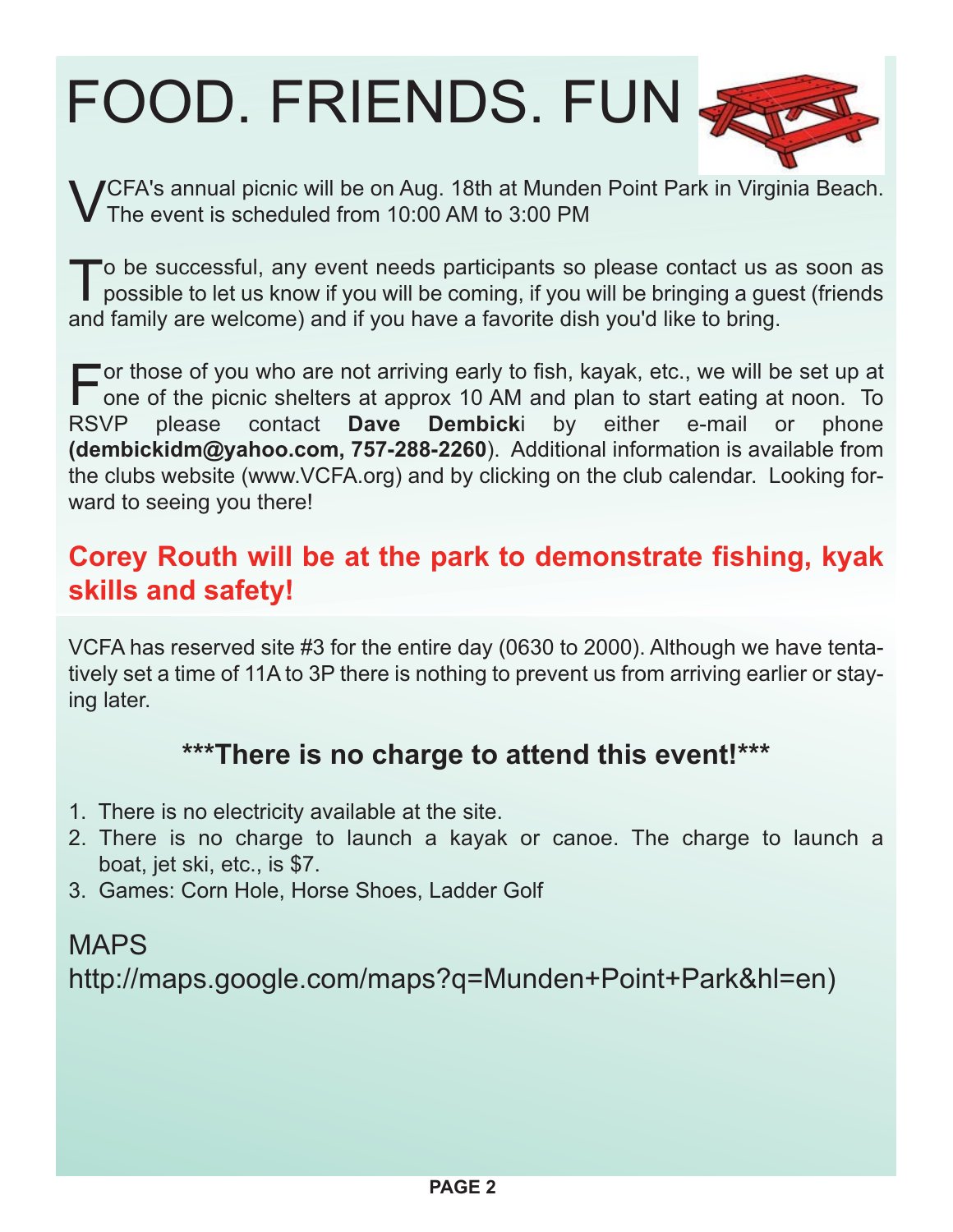# FOOD. FRIENDS. FUN

VCFA's annual picnic will be on Aug. 18th at Munden Point Park in Virginia Beach. The event is scheduled from 10:00 AM to 3:00 PM

To be successful, any event needs participants so please contact us as soon as possible to let us know if you will be coming, if you will be bringing a guest (friends and family are welcome) and if you have a favorite dish you'd like to bring.

For those of you who are not arriving early to fish, kayak, etc., we will be set up at one of the picnic shelters at approx 10 AM and plan to start eating at noon. To RSVP please contact **Dave Dembick**i by either e-mail or phone **(dembickidm@yahoo.com, 757-288-2260**). Additional information is available from the clubs website (www.VCFA.org) and by clicking on the club calendar. Looking forward to seeing you there!

**Corey Routh will be at the park to demonstrate fishing, kyak skills and safety!**

VCFA has reserved site #3 for the entire day (0630 to 2000). Although we have tentatively set a time of 11A to 3P there is nothing to prevent us from arriving earlier or staying later.

**\*\*\*There is no charge to attend this event!\*\*\***

1. There is no electricity available at the site.
2. There is no charge to launch a kayak or canoe. The charge to launch a boat, jet ski, etc., is $7.
3. Games: Corn Hole, Horse Shoes, Ladder Golf

MAPS
http://maps.google.com/maps?q=Munden+Point+Park&hl=en)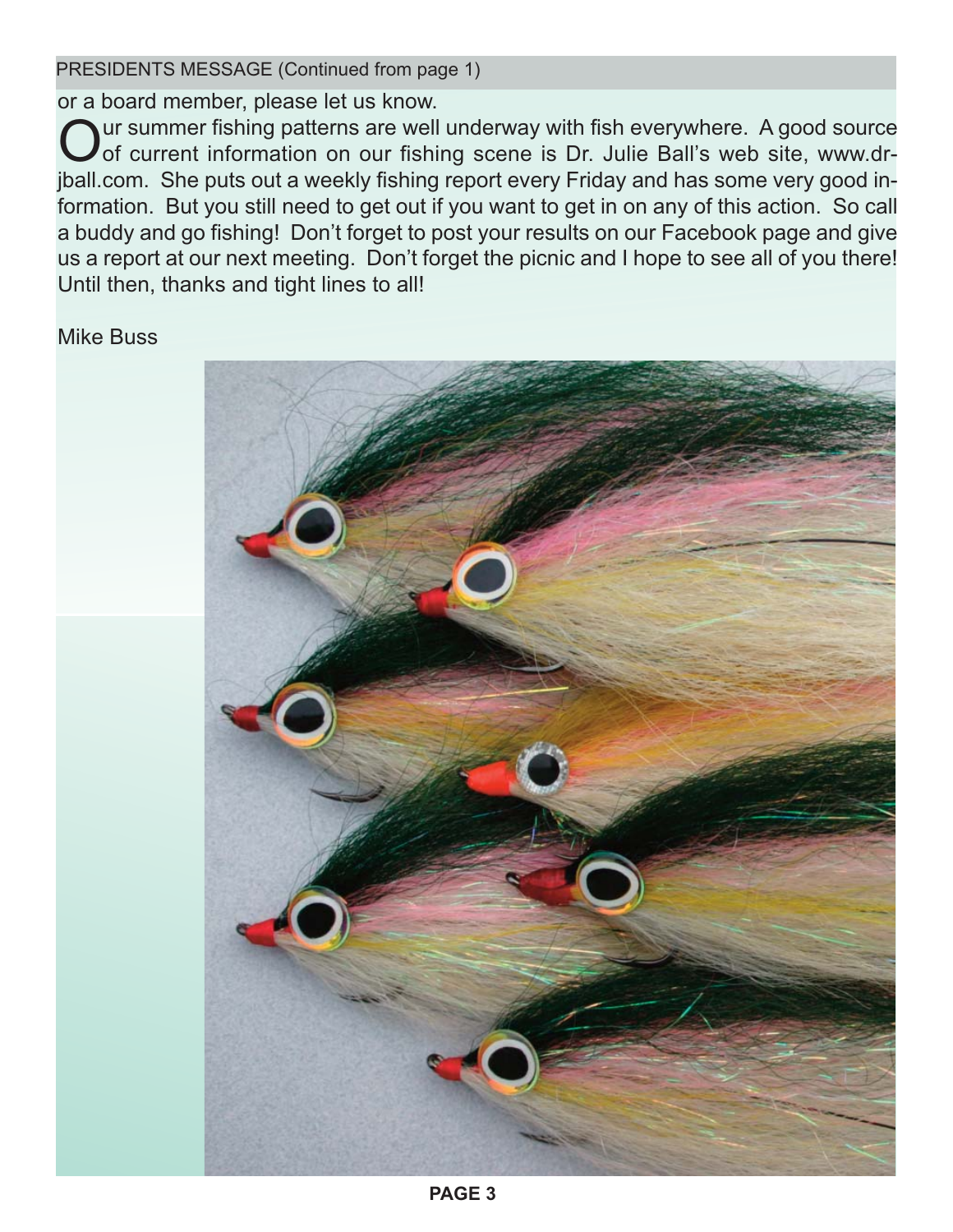PRESIDENTS MESSAGE (Continued from page 1)

or a board member, please let us know.

Our summer fishing patterns are well underway with fish everywhere. A good source of current information on our fishing scene is Dr. Julie Ball's web site, www.dr-jball.com. She puts out a weekly fishing report every Friday and has some very good information. But you still need to get out if you want to get in on any of this action. So call a buddy and go fishing! Don't forget to post your results on our Facebook page and give us a report at our next meeting. Don't forget the picnic and I hope to see all of you there! Until then, thanks and tight lines to all!

Mike Buss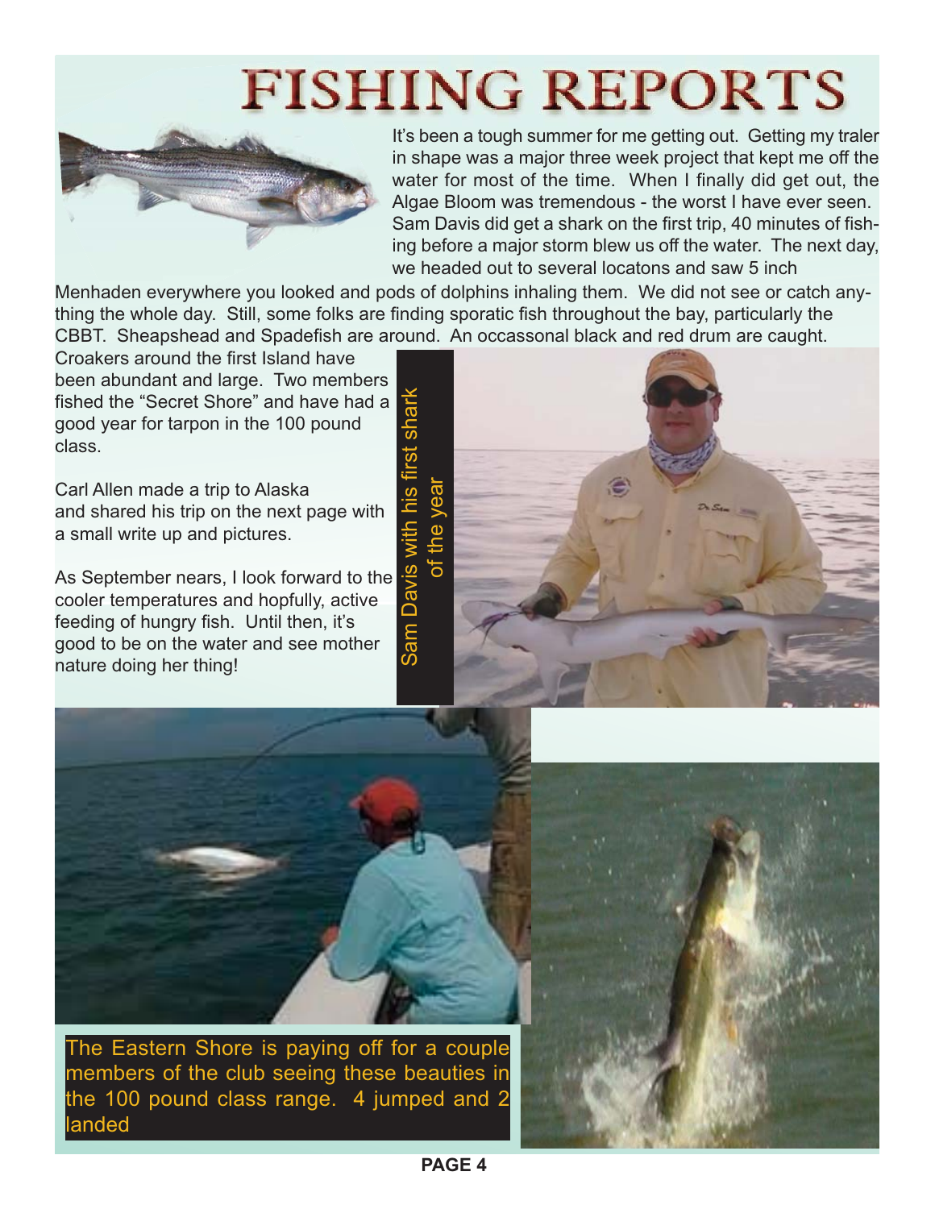# FISHING REPORTS

It's been a tough summer for me getting out. Getting my traler in shape was a major three week project that kept me off the water for most of the time. When I finally did get out, the Algae Bloom was tremendous - the worst I have ever seen. Sam Davis did get a shark on the first trip, 40 minutes of fishing before a major storm blew us off the water. The next day, we headed out to several locatons and saw 5 inch Menhaden everywhere you looked and pods of dolphins inhaling them. We did not see or catch anything the whole day. Still, some folks are finding sporatic fish throughout the bay, particularly the CBBT. Sheapshead and Spadefish are around. An occassonal black and red drum are caught. Croakers around the first Island have been abundant and large. Two members fished the "Secret Shore" and have had a good year for tarpon in the 100 pound class.

Carl Allen made a trip to Alaska and shared his trip on the next page with a small write up and pictures.

As September nears, I look forward to the cooler temperatures and hopfully, active feeding of hungry fish. Until then, it's good to be on the water and see mother nature doing her thing!

Sam Davis with his first shark of the year

The Eastern Shore is paying off for a couple members of the club seeing these beauties in the 100 pound class range. 4 jumped and 2 landed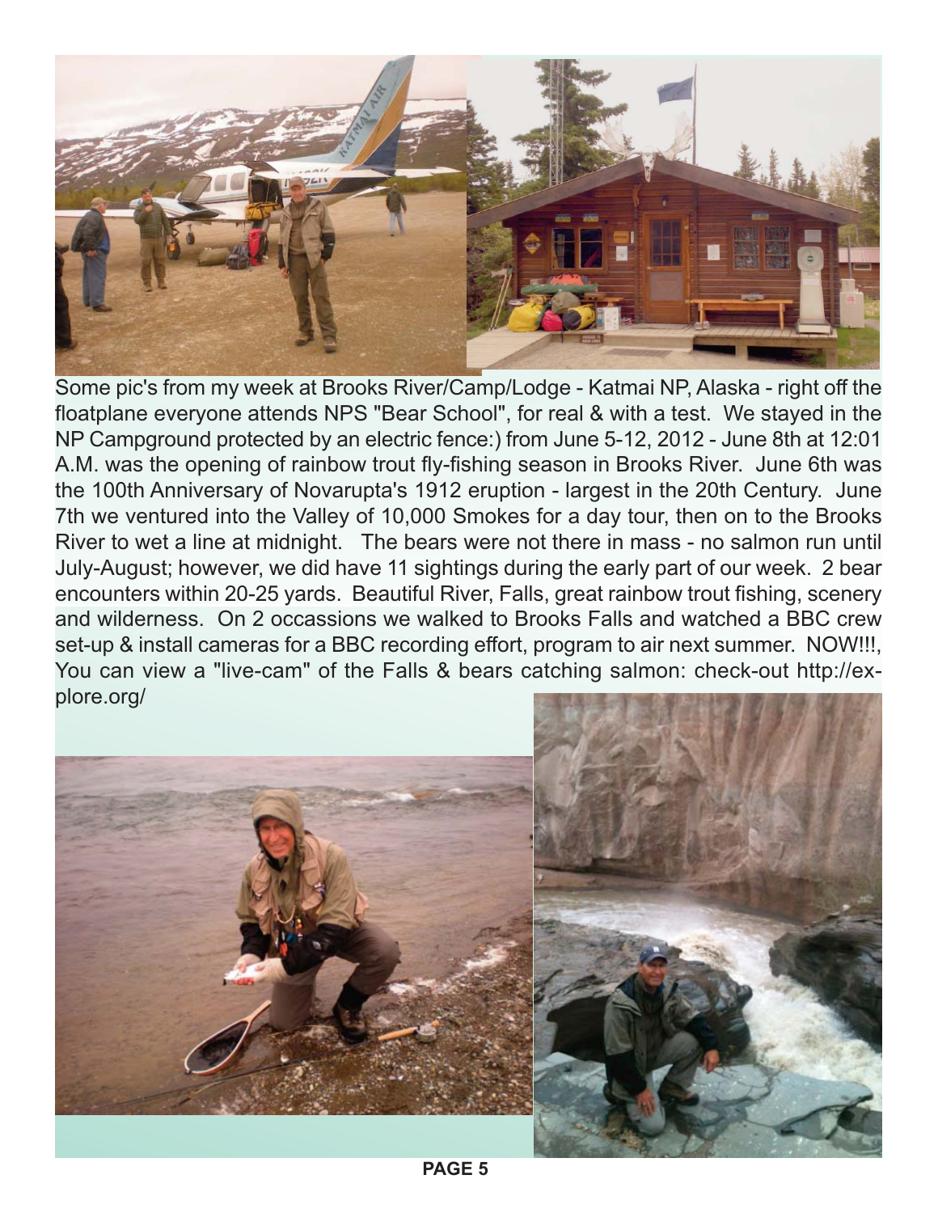Some pic's from my week at Brooks River/Camp/Lodge - Katmai NP, Alaska - right off the floatplane everyone attends NPS "Bear School", for real & with a test. We stayed in the NP Campground protected by an electric fence:) from June 5-12, 2012 - June 8th at 12:01 A.M. was the opening of rainbow trout fly-fishing season in Brooks River. June 6th was the 100th Anniversary of Novarupta's 1912 eruption - largest in the 20th Century. June 7th we ventured into the Valley of 10,000 Smokes for a day tour, then on to the Brooks River to wet a line at midnight. The bears were not there in mass - no salmon run until July-August; however, we did have 11 sightings during the early part of our week. 2 bear encounters within 20-25 yards. Beautiful River, Falls, great rainbow trout fishing, scenery and wilderness. On 2 occassions we walked to Brooks Falls and watched a BBC crew set-up & install cameras for a BBC recording effort, program to air next summer. NOW!!!, You can view a "live-cam" of the Falls & bears catching salmon: check-out http://explore.org/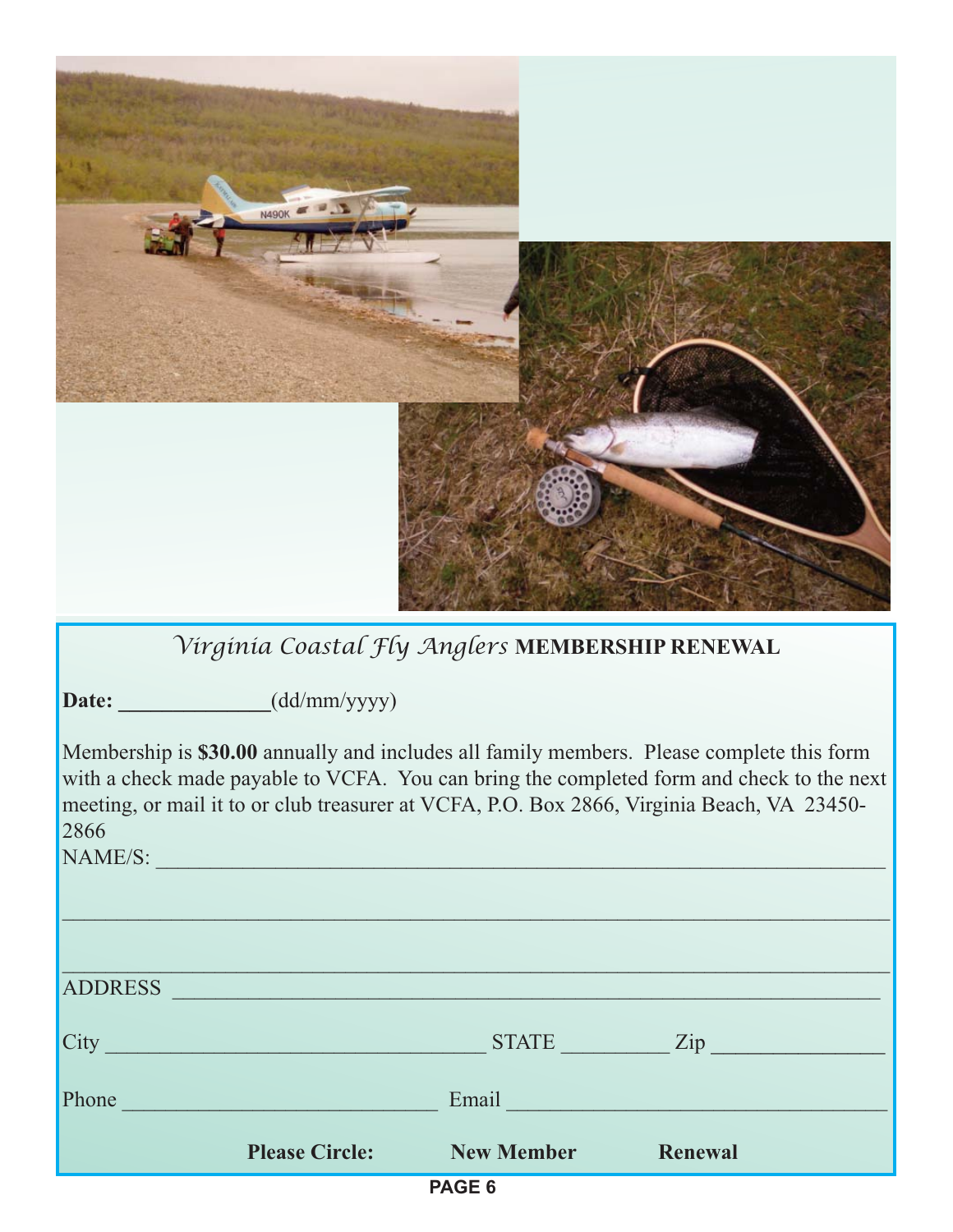## *Virginia Coastal Fly Anglers* **MEMBERSHIP RENEWAL**

**Date: _____________**(dd/mm/yyyy)

Membership is **$30.00** annually and includes all family members. Please complete this form with a check made payable to VCFA. You can bring the completed form and check to the next meeting, or mail it to or club treasurer at VCFA, P.O. Box 2866, Virginia Beach, VA 23450-2866

NAME/S: ______________________________________________________________

________________________________________________________________________

________________________________________________________________________

ADDRESS ______________________________________________________________

City ___________________________________ STATE _________ Zip _______________

Phone _____________________________ Email ___________________________________

**Please Circle:** **New Member** **Renewal**